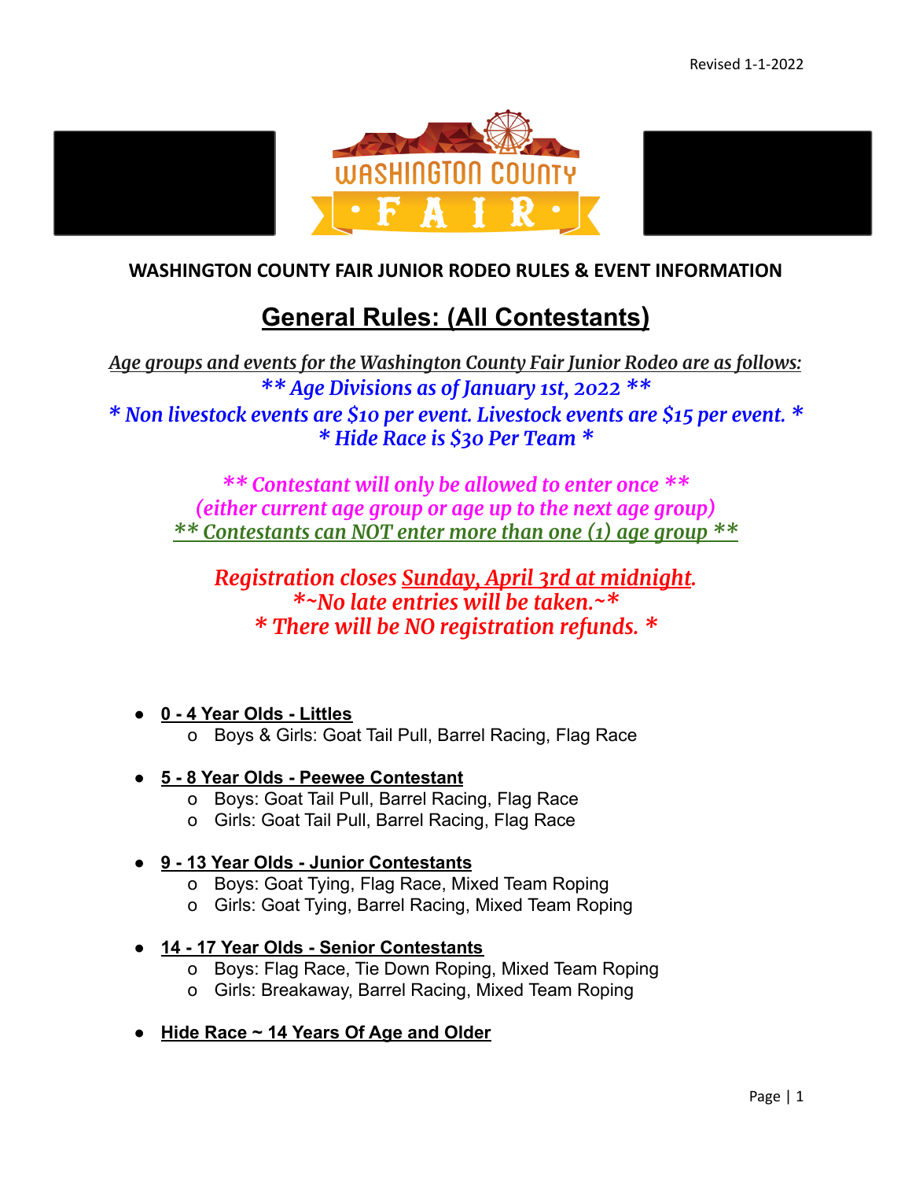Revised 1-1-2022

**WASHINGTON COUNTY FAIR JUNIOR RODEO RULES & EVENT INFORMATION**

# General Rules: (All Contestants)

*Age groups and events for the Washington County Fair Junior Rodeo are as follows:*

*** Age Divisions as of January 1st, 2022 ***

** Non livestock events are $10 per event. Livestock events are $15 per event. **

** Hide Race is $30 Per Team **

*** Contestant will only be allowed to enter once ***

*(either current age group or age up to the next age group)*

*** Contestants can NOT enter more than one (1) age group ***

*Registration closes Sunday, April 3rd at midnight.*

**~No late entries will be taken.~**

** There will be NO registration refunds. **

- **0 - 4 Year Olds - Littles**
  - Boys & Girls: Goat Tail Pull, Barrel Racing, Flag Race
- **5 - 8 Year Olds - Peewee Contestant**
  - Boys: Goat Tail Pull, Barrel Racing, Flag Race
  - Girls: Goat Tail Pull, Barrel Racing, Flag Race
- **9 - 13 Year Olds - Junior Contestants**
  - Boys: Goat Tying, Flag Race, Mixed Team Roping
  - Girls: Goat Tying, Barrel Racing, Mixed Team Roping
- **14 - 17 Year Olds - Senior Contestants**
  - Boys: Flag Race, Tie Down Roping, Mixed Team Roping
  - Girls: Breakaway, Barrel Racing, Mixed Team Roping
- **Hide Race ~ 14 Years Of Age and Older**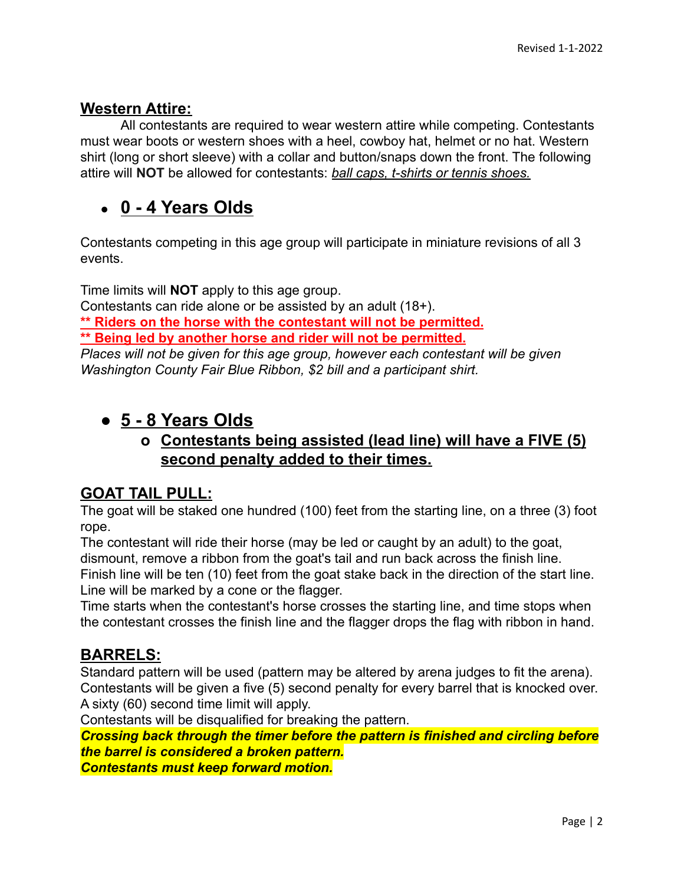## Western Attire:

All contestants are required to wear western attire while competing. Contestants must wear boots or western shoes with a heel, cowboy hat, helmet or no hat. Western shirt (long or short sleeve) with a collar and button/snaps down the front. The following attire will **NOT** be allowed for contestants: *ball caps, t-shirts or tennis shoes.*

- ## 0 - 4 Years Olds

Contestants competing in this age group will participate in miniature revisions of all 3 events.

Time limits will **NOT** apply to this age group.
Contestants can ride alone or be assisted by an adult (18+).
**** Riders on the horse with the contestant will not be permitted.**
**** Being led by another horse and rider will not be permitted.**
*Places will not be given for this age group, however each contestant will be given Washington County Fair Blue Ribbon, $2 bill and a participant shirt.*

- ## 5 - 8 Years Olds
  - **Contestants being assisted (lead line) will have a FIVE (5) second penalty added to their times.**

## GOAT TAIL PULL:

The goat will be staked one hundred (100) feet from the starting line, on a three (3) foot rope.
The contestant will ride their horse (may be led or caught by an adult) to the goat, dismount, remove a ribbon from the goat's tail and run back across the finish line.
Finish line will be ten (10) feet from the goat stake back in the direction of the start line. Line will be marked by a cone or the flagger.
Time starts when the contestant's horse crosses the starting line, and time stops when the contestant crosses the finish line and the flagger drops the flag with ribbon in hand.

## BARRELS:

Standard pattern will be used (pattern may be altered by arena judges to fit the arena).
Contestants will be given a five (5) second penalty for every barrel that is knocked over.
A sixty (60) second time limit will apply.
Contestants will be disqualified for breaking the pattern.
***Crossing back through the timer before the pattern is finished and circling before the barrel is considered a broken pattern.***
***Contestants must keep forward motion.***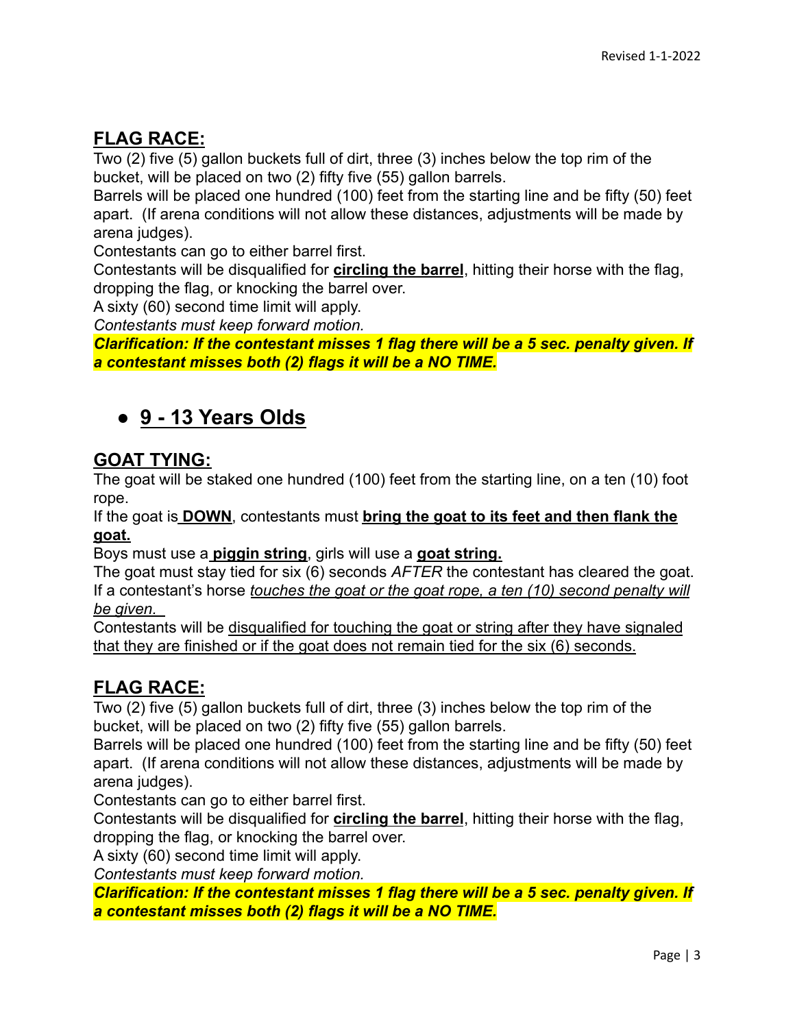## **<u>FLAG RACE:</u>**

Two (2) five (5) gallon buckets full of dirt, three (3) inches below the top rim of the bucket, will be placed on two (2) fifty five (55) gallon barrels.
Barrels will be placed one hundred (100) feet from the starting line and be fifty (50) feet apart. (If arena conditions will not allow these distances, adjustments will be made by arena judges).
Contestants can go to either barrel first.
Contestants will be disqualified for **<u>circling the barrel</u>**, hitting their horse with the flag, dropping the flag, or knocking the barrel over.
A sixty (60) second time limit will apply.
*Contestants must keep forward motion.*
***Clarification: If the contestant misses 1 flag there will be a 5 sec. penalty given. If a contestant misses both (2) flags it will be a NO TIME.***

- ## **<u>9 - 13 Years Olds</u>**

## **<u>GOAT TYING:</u>**

The goat will be staked one hundred (100) feet from the starting line, on a ten (10) foot rope.
If the goat is **<u>DOWN</u>**, contestants must **<u>bring the goat to its feet and then flank the goat.</u>**
Boys must use a **<u>piggin string</u>**, girls will use a **<u>goat string.</u>**
The goat must stay tied for six (6) seconds *AFTER* the contestant has cleared the goat.
If a contestant's horse *<u>touches the goat or the goat rope, a ten (10) second penalty will be given.</u>*
Contestants will be <u>disqualified for touching the goat or string after they have signaled that they are finished or if the goat does not remain tied for the six (6) seconds.</u>

## **<u>FLAG RACE:</u>**

Two (2) five (5) gallon buckets full of dirt, three (3) inches below the top rim of the bucket, will be placed on two (2) fifty five (55) gallon barrels.
Barrels will be placed one hundred (100) feet from the starting line and be fifty (50) feet apart. (If arena conditions will not allow these distances, adjustments will be made by arena judges).
Contestants can go to either barrel first.
Contestants will be disqualified for **<u>circling the barrel</u>**, hitting their horse with the flag, dropping the flag, or knocking the barrel over.
A sixty (60) second time limit will apply.
*Contestants must keep forward motion.*
***Clarification: If the contestant misses 1 flag there will be a 5 sec. penalty given. If a contestant misses both (2) flags it will be a NO TIME.***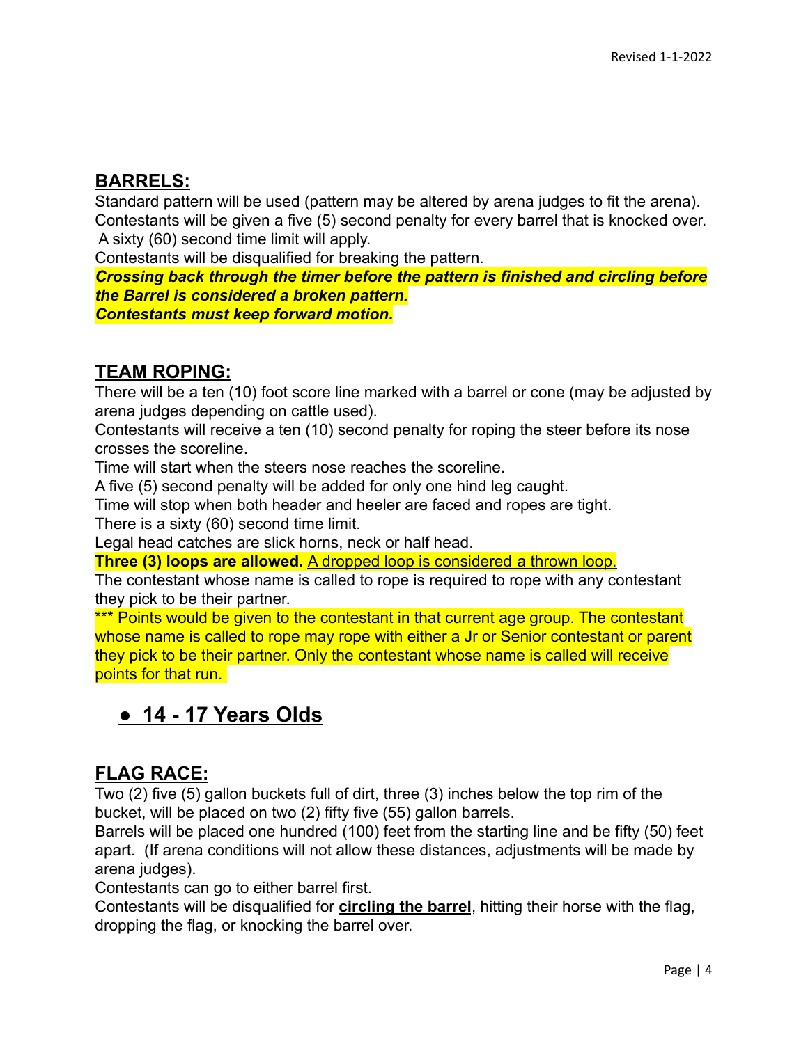## BARRELS:

Standard pattern will be used (pattern may be altered by arena judges to fit the arena).
Contestants will be given a five (5) second penalty for every barrel that is knocked over.
A sixty (60) second time limit will apply.
Contestants will be disqualified for breaking the pattern.
***Crossing back through the timer before the pattern is finished and circling before the Barrel is considered a broken pattern.***
***Contestants must keep forward motion.***

## TEAM ROPING:

There will be a ten (10) foot score line marked with a barrel or cone (may be adjusted by arena judges depending on cattle used).
Contestants will receive a ten (10) second penalty for roping the steer before its nose crosses the scoreline.
Time will start when the steers nose reaches the scoreline.
A five (5) second penalty will be added for only one hind leg caught.
Time will stop when both header and heeler are faced and ropes are tight.
There is a sixty (60) second time limit.
Legal head catches are slick horns, neck or half head.
**Three (3) loops are allowed.** A dropped loop is considered a thrown loop.
The contestant whose name is called to rope is required to rope with any contestant they pick to be their partner.
*** Points would be given to the contestant in that current age group. The contestant whose name is called to rope may rope with either a Jr or Senior contestant or parent they pick to be their partner. Only the contestant whose name is called will receive points for that run.

# ● 14 - 17 Years Olds

## FLAG RACE:

Two (2) five (5) gallon buckets full of dirt, three (3) inches below the top rim of the bucket, will be placed on two (2) fifty five (55) gallon barrels.
Barrels will be placed one hundred (100) feet from the starting line and be fifty (50) feet apart. (If arena conditions will not allow these distances, adjustments will be made by arena judges).
Contestants can go to either barrel first.
Contestants will be disqualified for **circling the barrel**, hitting their horse with the flag, dropping the flag, or knocking the barrel over.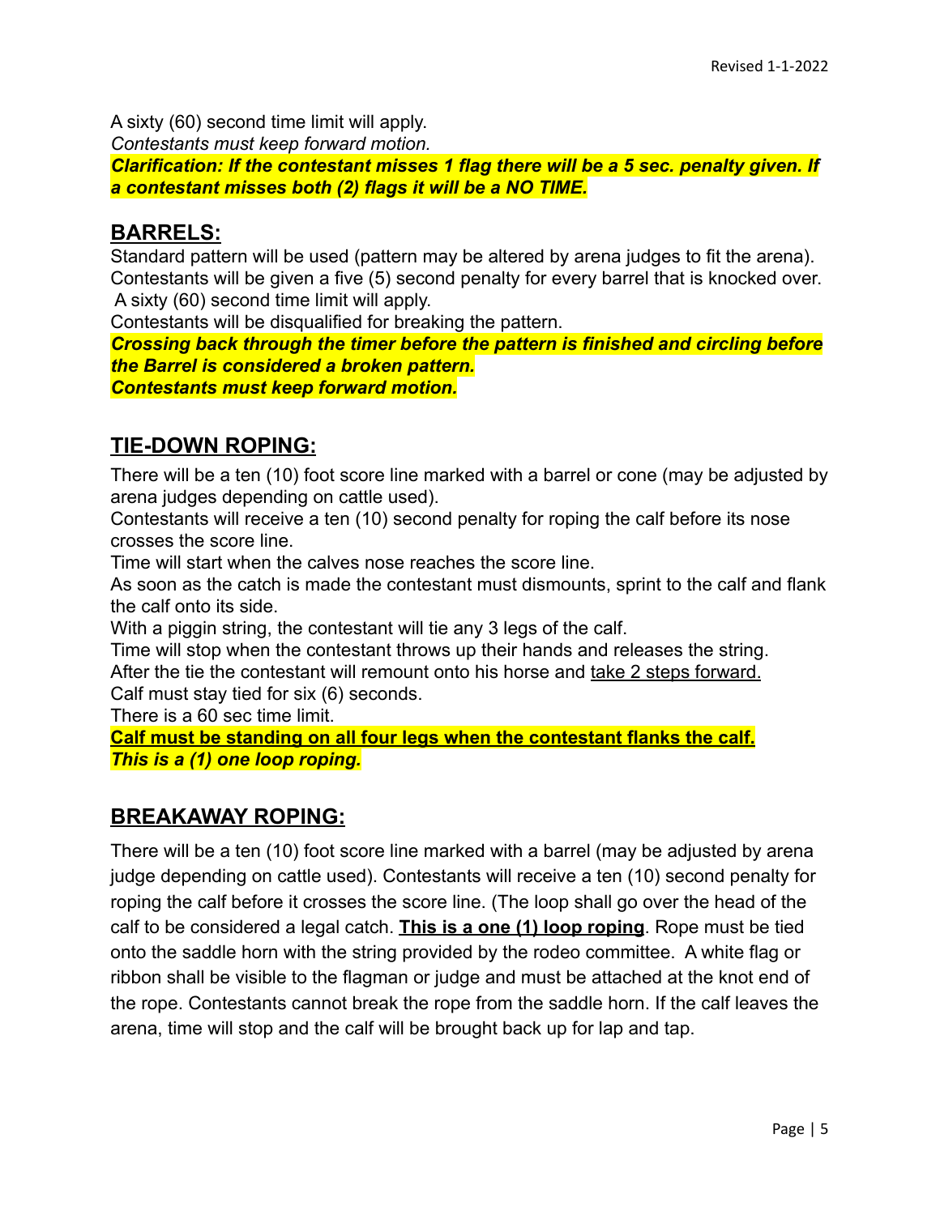A sixty (60) second time limit will apply.
*Contestants must keep forward motion.*
***Clarification: If the contestant misses 1 flag there will be a 5 sec. penalty given. If a contestant misses both (2) flags it will be a NO TIME.***

## BARRELS:

Standard pattern will be used (pattern may be altered by arena judges to fit the arena).
Contestants will be given a five (5) second penalty for every barrel that is knocked over.
A sixty (60) second time limit will apply.
Contestants will be disqualified for breaking the pattern.
***Crossing back through the timer before the pattern is finished and circling before the Barrel is considered a broken pattern.***
***Contestants must keep forward motion.***

## TIE-DOWN ROPING:

There will be a ten (10) foot score line marked with a barrel or cone (may be adjusted by arena judges depending on cattle used).
Contestants will receive a ten (10) second penalty for roping the calf before its nose crosses the score line.
Time will start when the calves nose reaches the score line.
As soon as the catch is made the contestant must dismounts, sprint to the calf and flank the calf onto its side.
With a piggin string, the contestant will tie any 3 legs of the calf.
Time will stop when the contestant throws up their hands and releases the string.
After the tie the contestant will remount onto his horse and take 2 steps forward.
Calf must stay tied for six (6) seconds.
There is a 60 sec time limit.
**Calf must be standing on all four legs when the contestant flanks the calf.**
***This is a (1) one loop roping.***

## BREAKAWAY ROPING:

There will be a ten (10) foot score line marked with a barrel (may be adjusted by arena judge depending on cattle used). Contestants will receive a ten (10) second penalty for roping the calf before it crosses the score line. (The loop shall go over the head of the calf to be considered a legal catch. **This is a one (1) loop roping**. Rope must be tied onto the saddle horn with the string provided by the rodeo committee. A white flag or ribbon shall be visible to the flagman or judge and must be attached at the knot end of the rope. Contestants cannot break the rope from the saddle horn. If the calf leaves the arena, time will stop and the calf will be brought back up for lap and tap.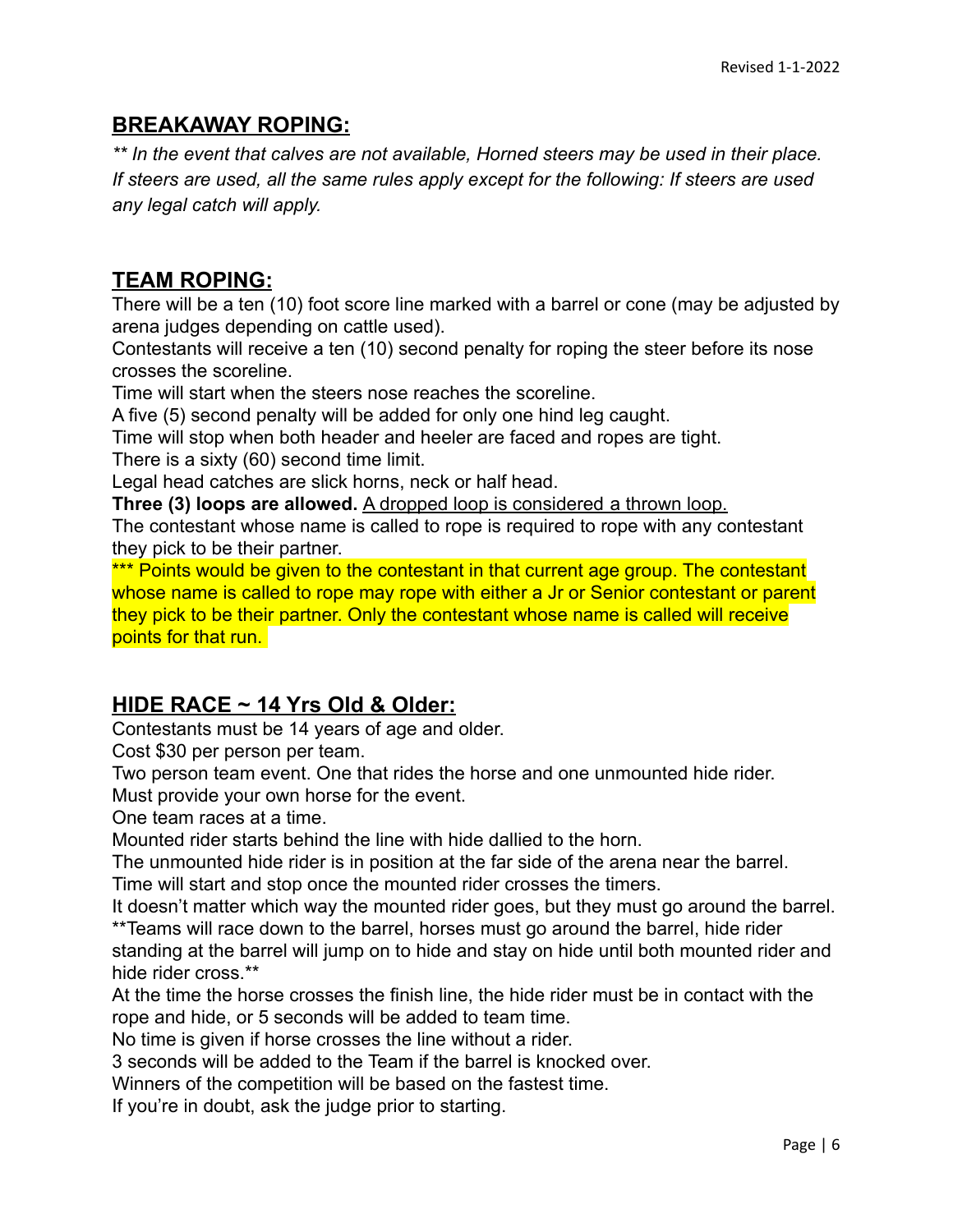## **BREAKAWAY ROPING:**

*** In the event that calves are not available, Horned steers may be used in their place. If steers are used, all the same rules apply except for the following: If steers are used any legal catch will apply.*

## **TEAM ROPING:**

There will be a ten (10) foot score line marked with a barrel or cone (may be adjusted by arena judges depending on cattle used).

Contestants will receive a ten (10) second penalty for roping the steer before its nose crosses the scoreline.

Time will start when the steers nose reaches the scoreline.

A five (5) second penalty will be added for only one hind leg caught.

Time will stop when both header and heeler are faced and ropes are tight.

There is a sixty (60) second time limit.

Legal head catches are slick horns, neck or half head.

**Three (3) loops are allowed.** <u>A dropped loop is considered a thrown loop.</u>

The contestant whose name is called to rope is required to rope with any contestant they pick to be their partner.

*** Points would be given to the contestant in that current age group. The contestant whose name is called to rope may rope with either a Jr or Senior contestant or parent they pick to be their partner. Only the contestant whose name is called will receive points for that run.

## **HIDE RACE ~ 14 Yrs Old & Older:**

Contestants must be 14 years of age and older.

Cost $30 per person per team.

Two person team event. One that rides the horse and one unmounted hide rider.

Must provide your own horse for the event.

One team races at a time.

Mounted rider starts behind the line with hide dallied to the horn.

The unmounted hide rider is in position at the far side of the arena near the barrel.

Time will start and stop once the mounted rider crosses the timers.

It doesn't matter which way the mounted rider goes, but they must go around the barrel.

**Teams will race down to the barrel, horses must go around the barrel, hide rider standing at the barrel will jump on to hide and stay on hide until both mounted rider and hide rider cross.**

At the time the horse crosses the finish line, the hide rider must be in contact with the rope and hide, or 5 seconds will be added to team time.

No time is given if horse crosses the line without a rider.

3 seconds will be added to the Team if the barrel is knocked over.

Winners of the competition will be based on the fastest time.

If you're in doubt, ask the judge prior to starting.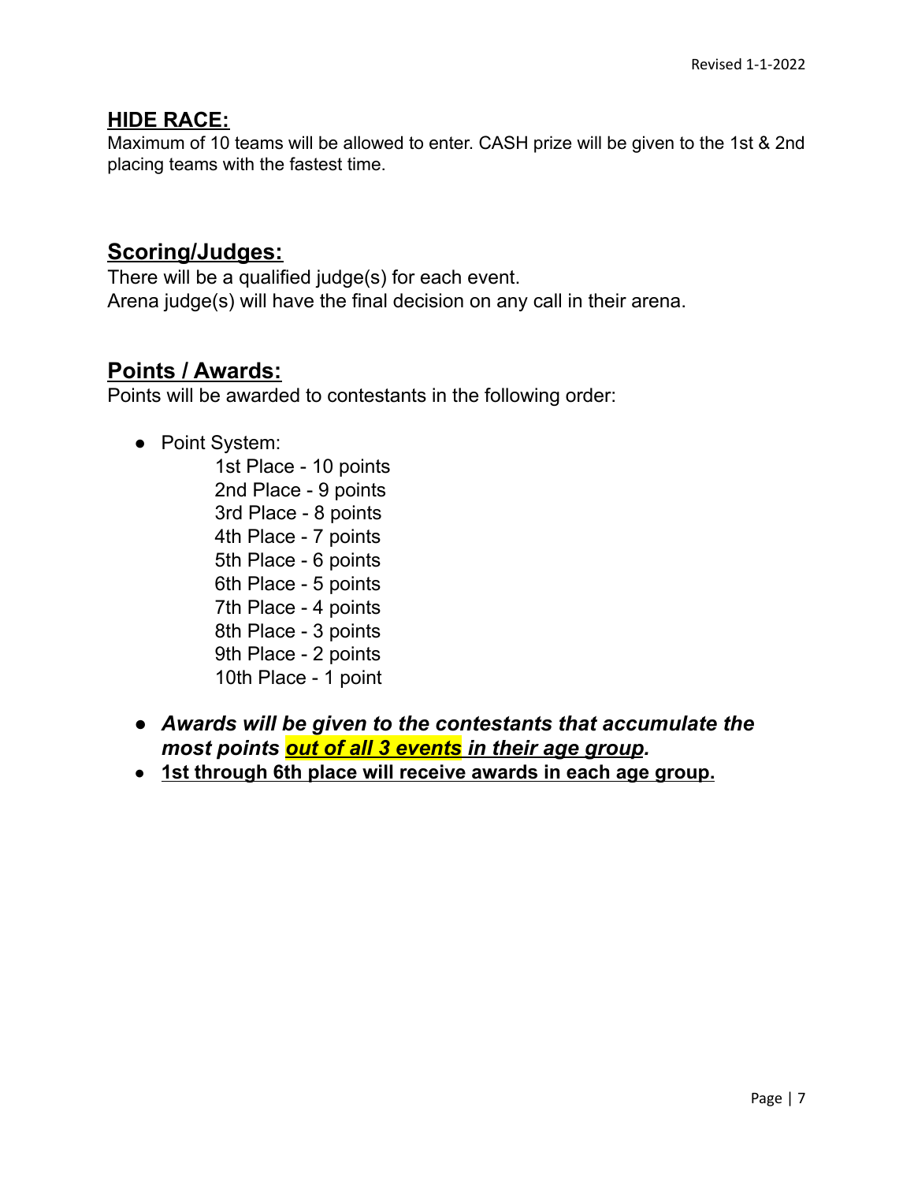## HIDE RACE:

Maximum of 10 teams will be allowed to enter. CASH prize will be given to the 1st & 2nd placing teams with the fastest time.

## Scoring/Judges:

There will be a qualified judge(s) for each event.
Arena judge(s) will have the final decision on any call in their arena.

## Points / Awards:

Points will be awarded to contestants in the following order:

- Point System:
  1st Place - 10 points
  2nd Place - 9 points
  3rd Place - 8 points
  4th Place - 7 points
  5th Place - 6 points
  6th Place - 5 points
  7th Place - 4 points
  8th Place - 3 points
  9th Place - 2 points
  10th Place - 1 point

- ***Awards will be given to the contestants that accumulate the most points <u>out of all 3 events</u> <u>in their age group</u>.***
- **<u>1st through 6th place will receive awards in each age group.</u>**